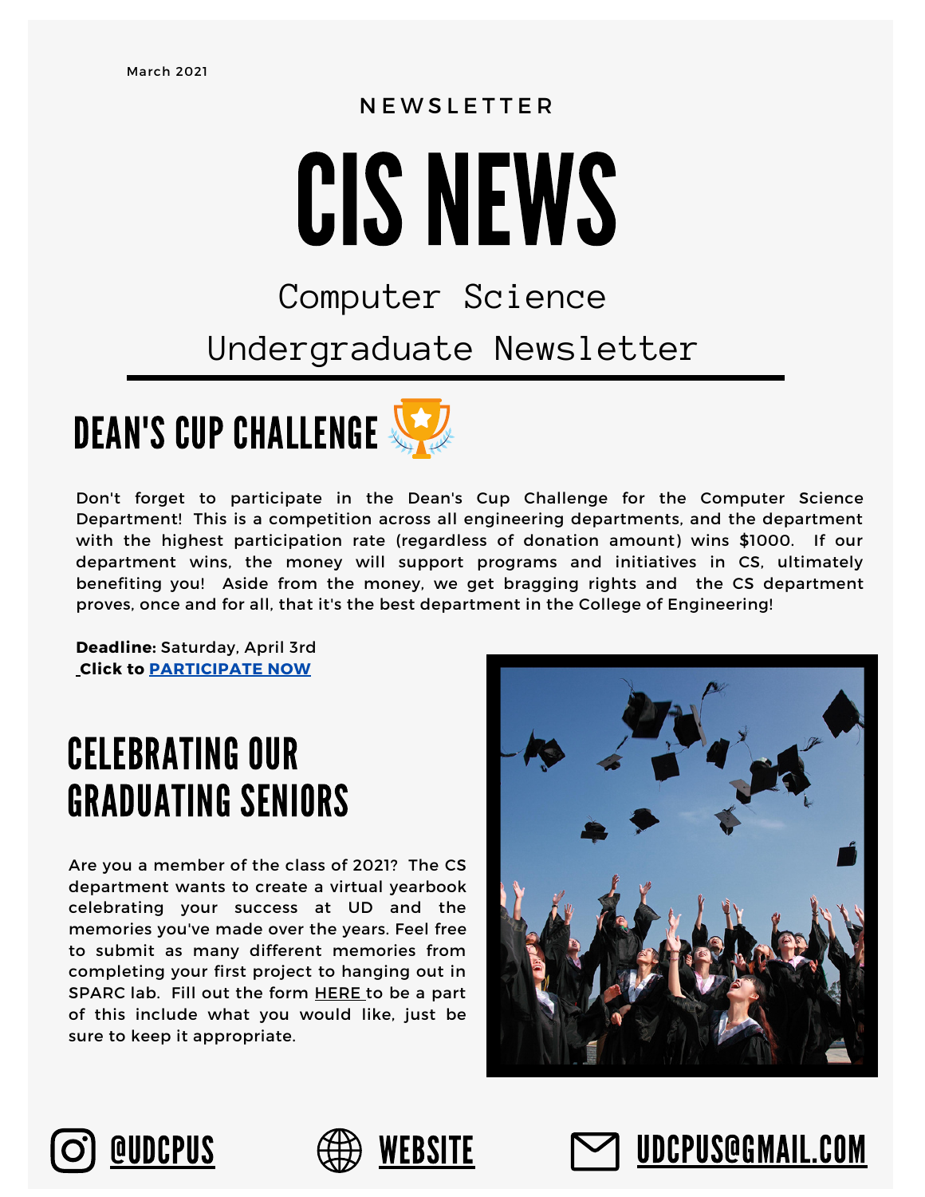March 2021

NEWSLETTER

# CIS NEWS

Computer Science Undergraduate Newsletter

## DEAN'S CUP CHALLENGE

Don't forget to participate in the Dean's Cup Challenge for the Computer Science Department! This is a competition across all engineering departments, and the department with the highest participation rate (regardless of donation amount) wins $1000. If our department wins, the money will support programs and initiatives in CS, ultimately benefiting you! Aside from the money, we get bragging rights and the CS department proves, once and for all, that it's the best department in the College of Engineering!

**Deadline:** Saturday, April 3rd
**Click to [PARTICIPATE NOW]**

## CELEBRATING OUR GRADUATING SENIORS

Are you a member of the class of 2021? The CS department wants to create a virtual yearbook celebrating your success at UD and the memories you've made over the years. Feel free to submit as many different memories from completing your first project to hanging out in SPARC lab. Fill out the form HERE to be a part of this include what you would like, just be sure to keep it appropriate.

@UDCPUS | WEBSITE | UDCPUS@GMAIL.COM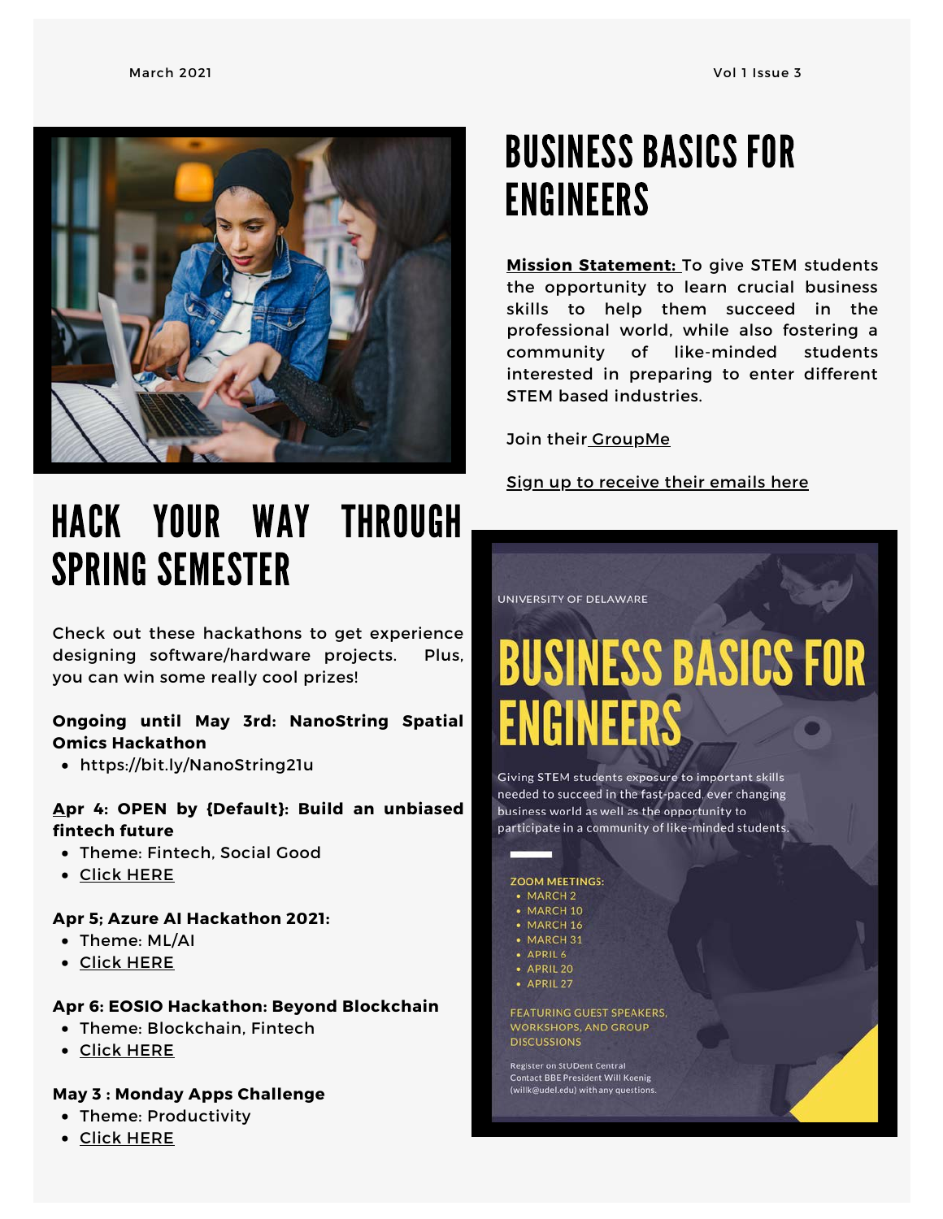# BUSINESS BASICS FOR ENGINEERS

**Mission Statement:** To give STEM students the opportunity to learn crucial business skills to help them succeed in the professional world, while also fostering a community of like-minded students interested in preparing to enter different STEM based industries.

Join their GroupMe

Sign up to receive their emails here

UNIVERSITY OF DELAWARE

## BUSINESS BASICS FOR ENGINEERS

Giving STEM students exposure to important skills needed to succeed in the fast-paced, ever changing business world as well as the opportunity to participate in a community of like-minded students.

ZOOM MEETINGS:

- MARCH 2
- MARCH 10
- MARCH 16
- MARCH 31
- APRIL 6
- APRIL 20
- APRIL 27

FEATURING GUEST SPEAKERS, WORKSHOPS, AND GROUP DISCUSSIONS

Register on StUDent Central
Contact BBE President Will Koenig (willk@udel.edu) with any questions.

# HACK YOUR WAY THROUGH SPRING SEMESTER

Check out these hackathons to get experience designing software/hardware projects. Plus, you can win some really cool prizes!

**Ongoing until May 3rd: NanoString Spatial Omics Hackathon**

- https://bit.ly/NanoString21u

**Apr 4: OPEN by {Default}: Build an unbiased fintech future**

- Theme: Fintech, Social Good
- Click HERE

**Apr 5; Azure AI Hackathon 2021:**

- Theme: ML/AI
- Click HERE

**Apr 6: EOSIO Hackathon: Beyond Blockchain**

- Theme: Blockchain, Fintech
- Click HERE

**May 3 : Monday Apps Challenge**

- Theme: Productivity
- Click HERE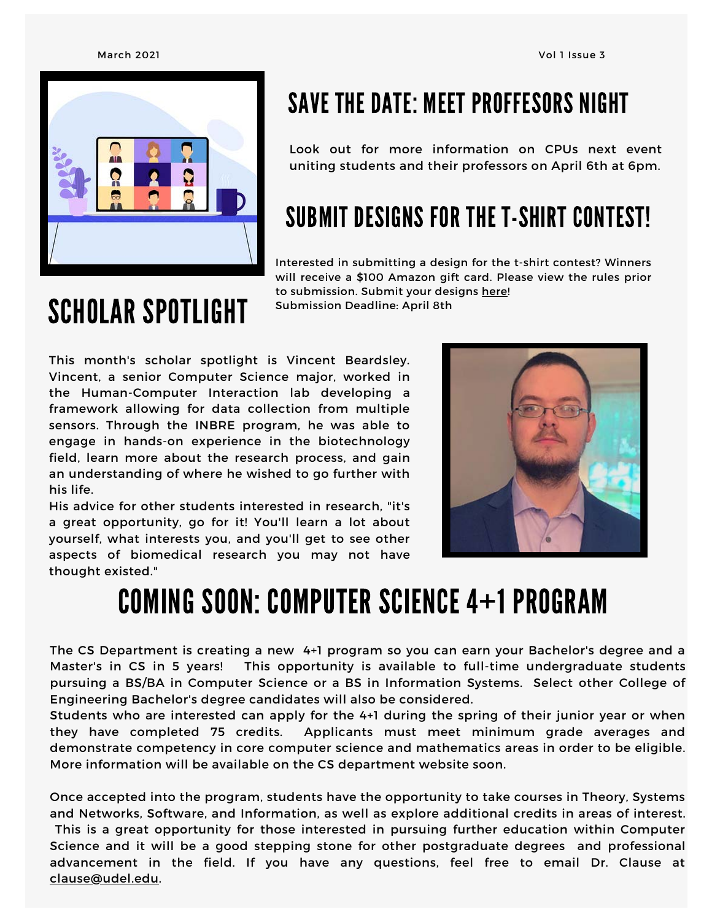## SAVE THE DATE: MEET PROFFESORS NIGHT

Look out for more information on CPUs next event uniting students and their professors on April 6th at 6pm.

## SUBMIT DESIGNS FOR THE T-SHIRT CONTEST!

Interested in submitting a design for the t-shirt contest? Winners will receive a $100 Amazon gift card. Please view the rules prior to submission. Submit your designs here!
Submission Deadline: April 8th

## SCHOLAR SPOTLIGHT

This month's scholar spotlight is Vincent Beardsley. Vincent, a senior Computer Science major, worked in the Human-Computer Interaction lab developing a framework allowing for data collection from multiple sensors. Through the INBRE program, he was able to engage in hands-on experience in the biotechnology field, learn more about the research process, and gain an understanding of where he wished to go further with his life.

His advice for other students interested in research, "it's a great opportunity, go for it! You'll learn a lot about yourself, what interests you, and you'll get to see other aspects of biomedical research you may not have thought existed."

## COMING SOON: COMPUTER SCIENCE 4+1 PROGRAM

The CS Department is creating a new 4+1 program so you can earn your Bachelor's degree and a Master's in CS in 5 years! This opportunity is available to full-time undergraduate students pursuing a BS/BA in Computer Science or a BS in Information Systems. Select other College of Engineering Bachelor's degree candidates will also be considered.

Students who are interested can apply for the 4+1 during the spring of their junior year or when they have completed 75 credits. Applicants must meet minimum grade averages and demonstrate competency in core computer science and mathematics areas in order to be eligible. More information will be available on the CS department website soon.

Once accepted into the program, students have the opportunity to take courses in Theory, Systems and Networks, Software, and Information, as well as explore additional credits in areas of interest. This is a great opportunity for those interested in pursuing further education within Computer Science and it will be a good stepping stone for other postgraduate degrees and professional advancement in the field. If you have any questions, feel free to email Dr. Clause at clause@udel.edu.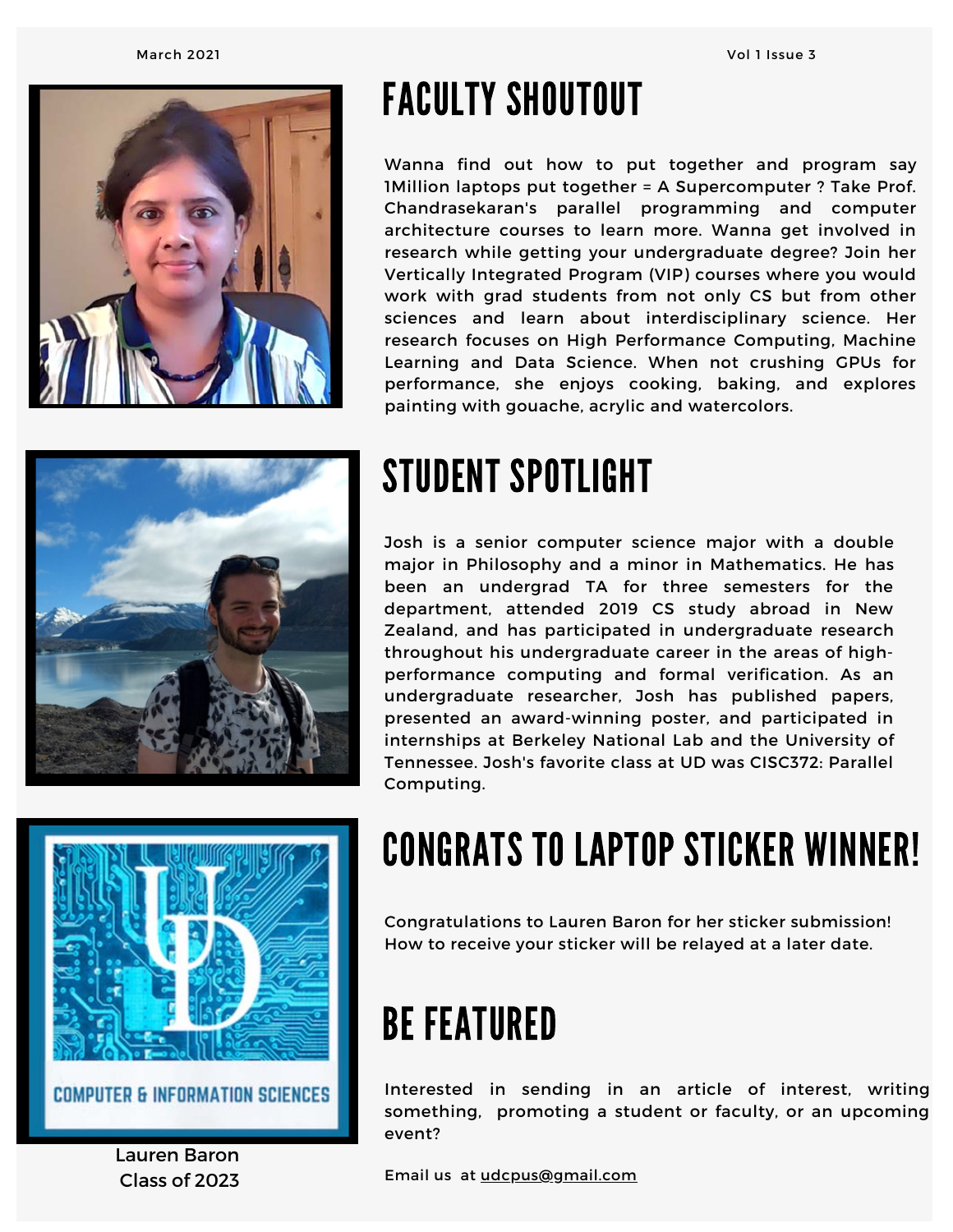## FACULTY SHOUTOUT

Wanna find out how to put together and program say 1Million laptops put together = A Supercomputer ? Take Prof. Chandrasekaran's parallel programming and computer architecture courses to learn more. Wanna get involved in research while getting your undergraduate degree? Join her Vertically Integrated Program (VIP) courses where you would work with grad students from not only CS but from other sciences and learn about interdisciplinary science. Her research focuses on High Performance Computing, Machine Learning and Data Science. When not crushing GPUs for performance, she enjoys cooking, baking, and explores painting with gouache, acrylic and watercolors.

## STUDENT SPOTLIGHT

Josh is a senior computer science major with a double major in Philosophy and a minor in Mathematics. He has been an undergrad TA for three semesters for the department, attended 2019 CS study abroad in New Zealand, and has participated in undergraduate research throughout his undergraduate career in the areas of high-performance computing and formal verification. As an undergraduate researcher, Josh has published papers, presented an award-winning poster, and participated in internships at Berkeley National Lab and the University of Tennessee. Josh's favorite class at UD was CISC372: Parallel Computing.

## CONGRATS TO LAPTOP STICKER WINNER!

Congratulations to Lauren Baron for her sticker submission! How to receive your sticker will be relayed at a later date.

COMPUTER & INFORMATION SCIENCES

Lauren Baron
Class of 2023

## BE FEATURED

Interested in sending in an article of interest, writing something, promoting a student or faculty, or an upcoming event?

Email us at udcpus@gmail.com